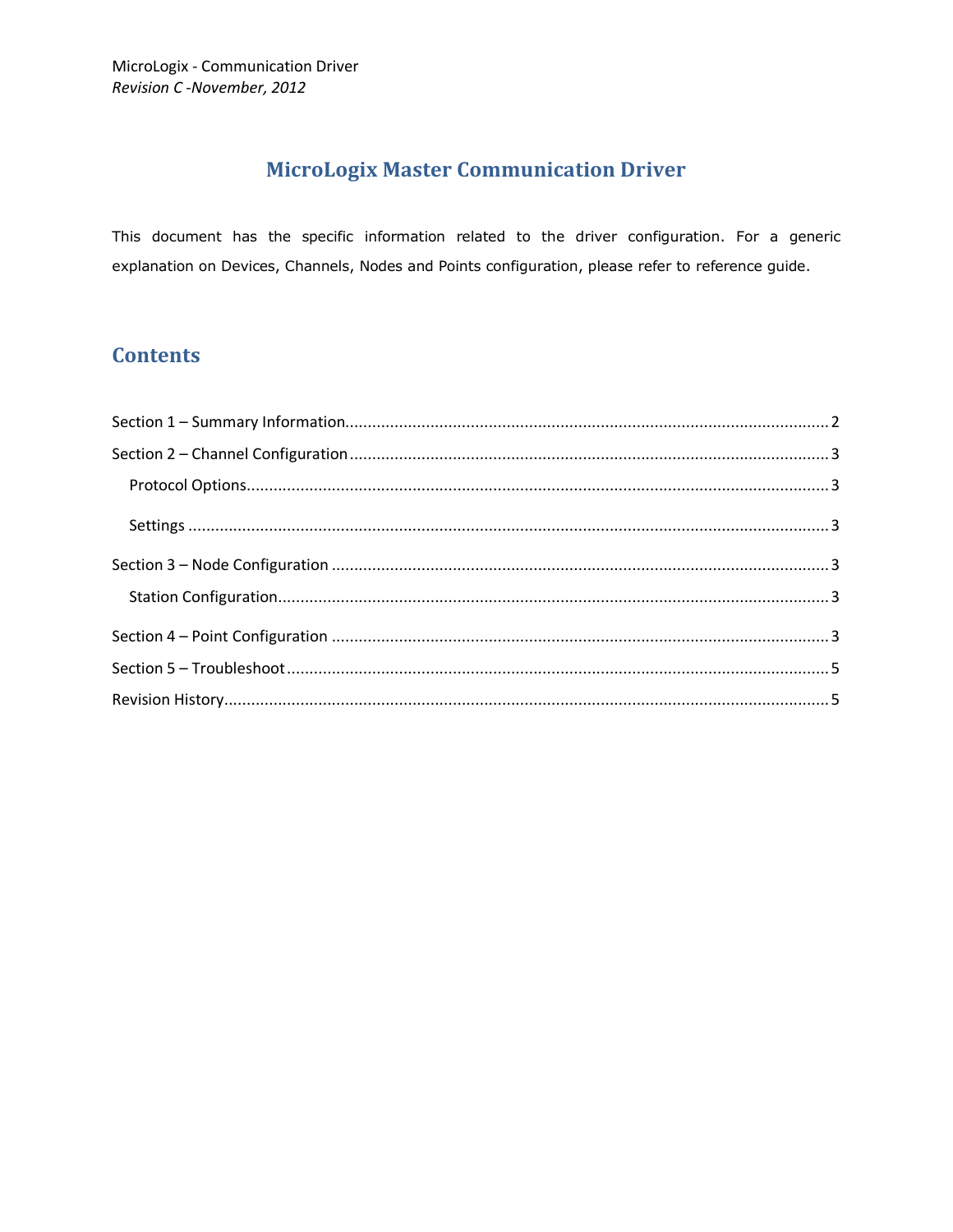MicroLogix - Communication Driver
*Revision C -November, 2012*

# MicroLogix Master Communication Driver

This document has the specific information related to the driver configuration. For a generic explanation on Devices, Channels, Nodes and Points configuration, please refer to reference guide.

## Contents

- Section 1 – Summary Information ... 2
- Section 2 – Channel Configuration ... 3
  - Protocol Options ... 3
  - Settings ... 3
- Section 3 – Node Configuration ... 3
  - Station Configuration ... 3
- Section 4 – Point Configuration ... 3
- Section 5 – Troubleshoot ... 5
- Revision History ... 5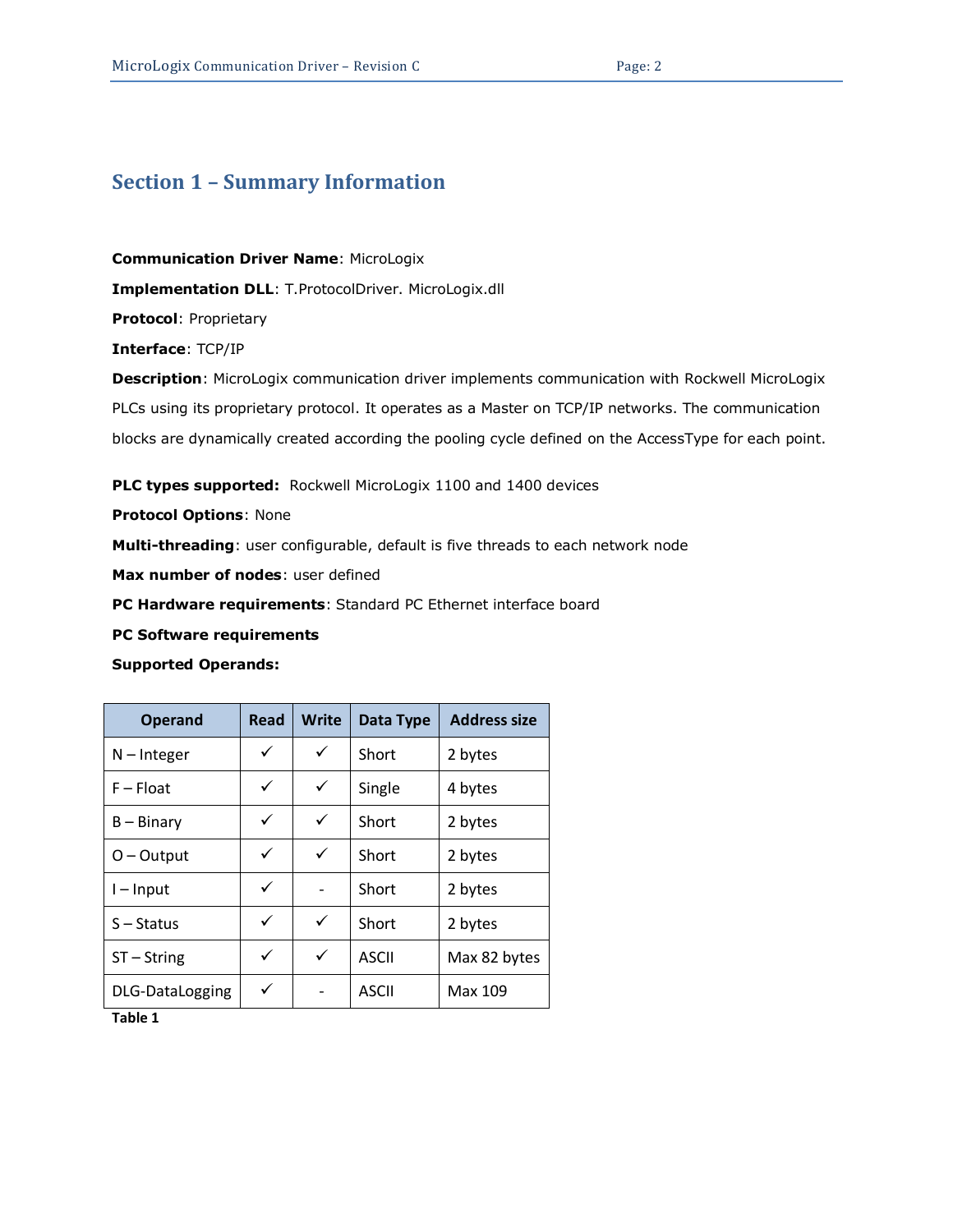## Section 1 – Summary Information

**Communication Driver Name**: MicroLogix

**Implementation DLL**: T.ProtocolDriver. MicroLogix.dll

**Protocol**: Proprietary

**Interface**: TCP/IP

**Description**: MicroLogix communication driver implements communication with Rockwell MicroLogix PLCs using its proprietary protocol. It operates as a Master on TCP/IP networks. The communication blocks are dynamically created according the pooling cycle defined on the AccessType for each point.

**PLC types supported:** Rockwell MicroLogix 1100 and 1400 devices

**Protocol Options**: None

**Multi-threading**: user configurable, default is five threads to each network node

**Max number of nodes**: user defined

**PC Hardware requirements**: Standard PC Ethernet interface board

**PC Software requirements**

**Supported Operands:**

| Operand | Read | Write | Data Type | Address size |
|---|---|---|---|---|
| N – Integer | ✓ | ✓ | Short | 2 bytes |
| F – Float | ✓ | ✓ | Single | 4 bytes |
| B – Binary | ✓ | ✓ | Short | 2 bytes |
| O – Output | ✓ | ✓ | Short | 2 bytes |
| I – Input | ✓ | - | Short | 2 bytes |
| S – Status | ✓ | ✓ | Short | 2 bytes |
| ST – String | ✓ | ✓ | ASCII | Max 82 bytes |
| DLG-DataLogging | ✓ | - | ASCII | Max 109 |

**Table 1**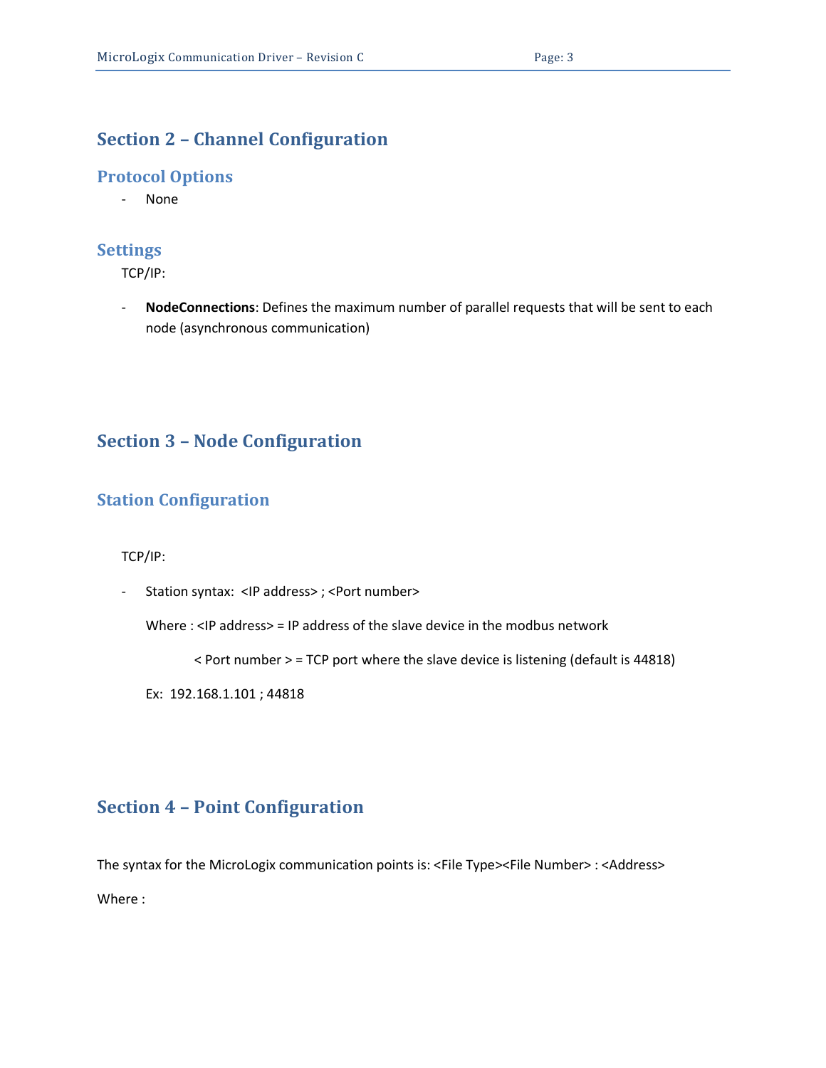## Section 2 – Channel Configuration

### Protocol Options

- None

### Settings

TCP/IP:

- **NodeConnections**: Defines the maximum number of parallel requests that will be sent to each node (asynchronous communication)

## Section 3 – Node Configuration

### Station Configuration

TCP/IP:

- Station syntax: <IP address> ; <Port number>

  Where : <IP address> = IP address of the slave device in the modbus network

  < Port number > = TCP port where the slave device is listening (default is 44818)

  Ex: 192.168.1.101 ; 44818

## Section 4 – Point Configuration

The syntax for the MicroLogix communication points is: <File Type><File Number> : <Address>

Where :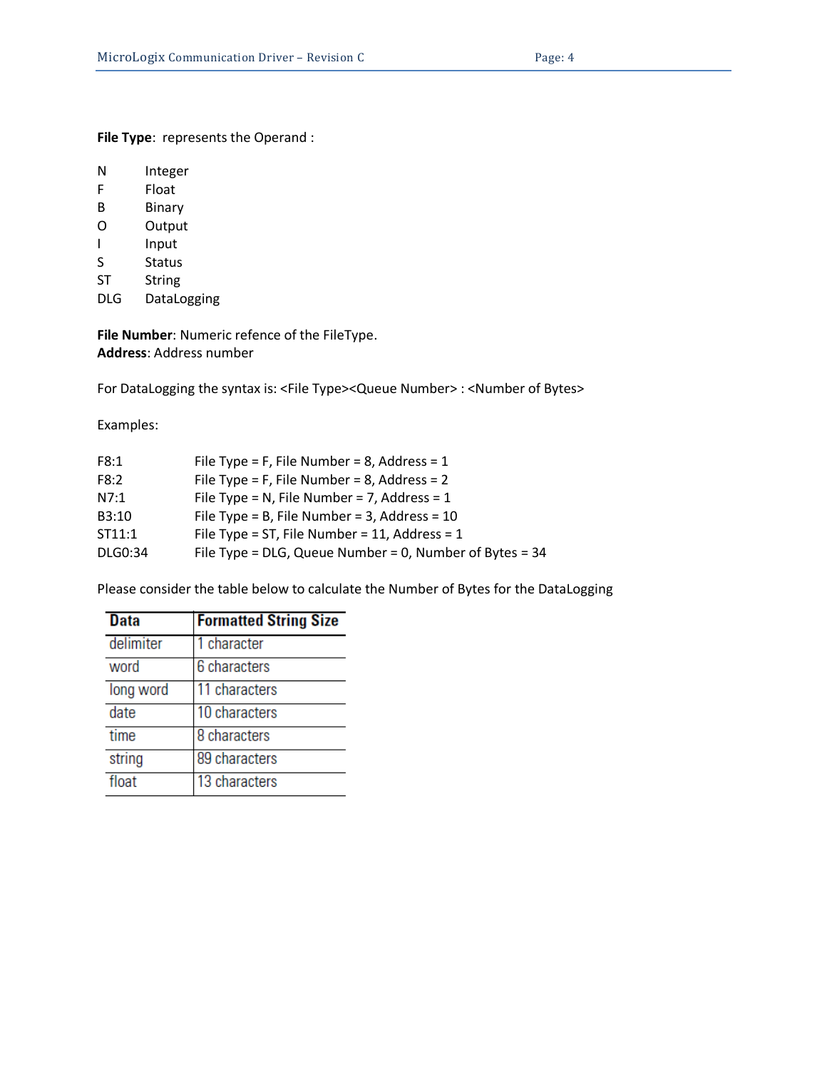**File Type**: represents the Operand :

| | |
|---|---|
| N | Integer |
| F | Float |
| B | Binary |
| O | Output |
| I | Input |
| S | Status |
| ST | String |
| DLG | DataLogging |

**File Number**: Numeric refence of the FileType.
**Address**: Address number

For DataLogging the syntax is: <File Type><Queue Number> : <Number of Bytes>

Examples:

| | |
|---|---|
| F8:1 | File Type = F, File Number = 8, Address = 1 |
| F8:2 | File Type = F, File Number = 8, Address = 2 |
| N7:1 | File Type = N, File Number = 7, Address = 1 |
| B3:10 | File Type = B, File Number = 3, Address = 10 |
| ST11:1 | File Type = ST, File Number = 11, Address = 1 |
| DLG0:34 | File Type = DLG, Queue Number = 0, Number of Bytes = 34 |

Please consider the table below to calculate the Number of Bytes for the DataLogging

| Data | Formatted String Size |
|---|---|
| delimiter | 1 character |
| word | 6 characters |
| long word | 11 characters |
| date | 10 characters |
| time | 8 characters |
| string | 89 characters |
| float | 13 characters |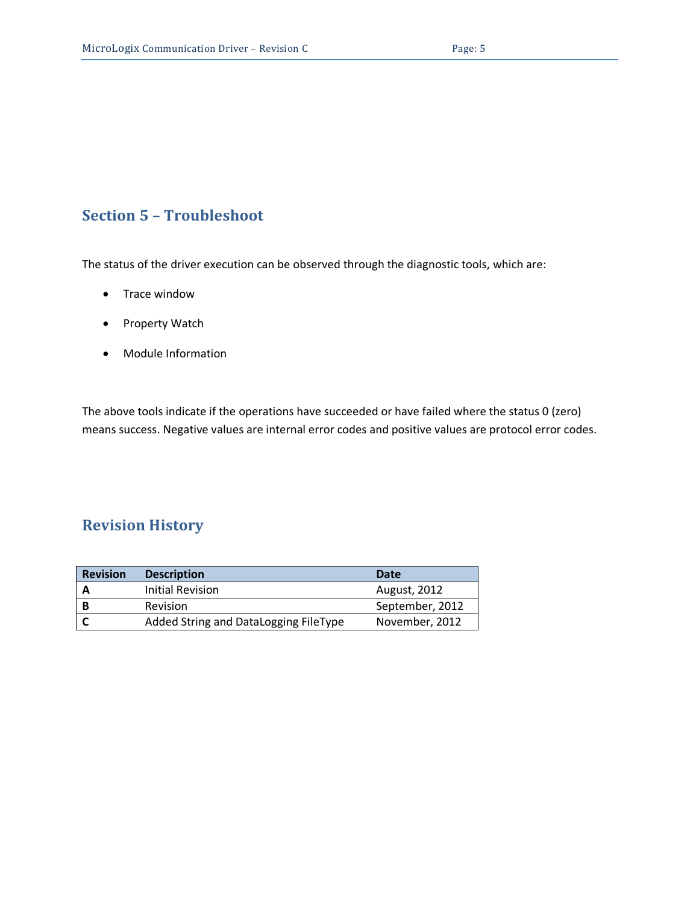## Section 5 – Troubleshoot

The status of the driver execution can be observed through the diagnostic tools, which are:

- Trace window
- Property Watch
- Module Information

The above tools indicate if the operations have succeeded or have failed where the status 0 (zero) means success. Negative values are internal error codes and positive values are protocol error codes.

## Revision History

| Revision | Description | Date |
|---|---|---|
| **A** | Initial Revision | August, 2012 |
| **B** | Revision | September, 2012 |
| **C** | Added String and DataLogging FileType | November, 2012 |